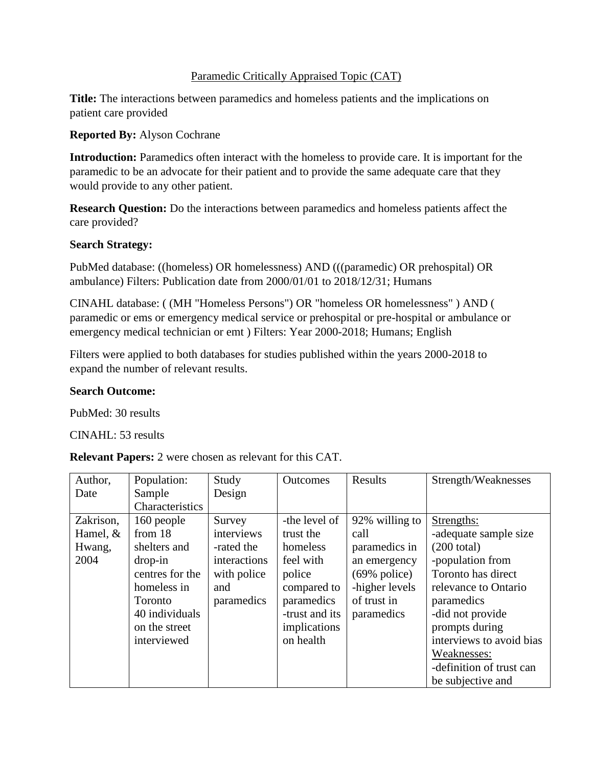Paramedic Critically Appraised Topic (CAT)

**Title:** The interactions between paramedics and homeless patients and the implications on patient care provided

**Reported By:** Alyson Cochrane

**Introduction:** Paramedics often interact with the homeless to provide care. It is important for the paramedic to be an advocate for their patient and to provide the same adequate care that they would provide to any other patient.

**Research Question:** Do the interactions between paramedics and homeless patients affect the care provided?

**Search Strategy:**

PubMed database: ((homeless) OR homelessness) AND (((paramedic) OR prehospital) OR ambulance) Filters: Publication date from 2000/01/01 to 2018/12/31; Humans

CINAHL database: ( (MH "Homeless Persons") OR "homeless OR homelessness" ) AND ( paramedic or ems or emergency medical service or prehospital or pre-hospital or ambulance or emergency medical technician or emt ) Filters: Year 2000-2018; Humans; English

Filters were applied to both databases for studies published within the years 2000-2018 to expand the number of relevant results.

**Search Outcome:**

PubMed: 30 results

CINAHL: 53 results

**Relevant Papers:** 2 were chosen as relevant for this CAT.

| Author, Date | Population: Sample Characteristics | Study Design | Outcomes | Results | Strength/Weaknesses |
|---|---|---|---|---|---|
| Zakrison, Hamel, & Hwang, 2004 | 160 people from 18 shelters and drop-in centres for the homeless in Toronto<br>40 individuals on the street interviewed | Survey interviews<br>-rated the interactions with police and paramedics | -the level of trust the homeless feel with police compared to paramedics<br>-trust and its implications on health | 92% willing to call paramedics in an emergency (69% police)<br>-higher levels of trust in paramedics | Strengths:<br>-adequate sample size (200 total)<br>-population from Toronto has direct relevance to Ontario paramedics<br>-did not provide prompts during interviews to avoid bias<br>Weaknesses:<br>-definition of trust can be subjective and |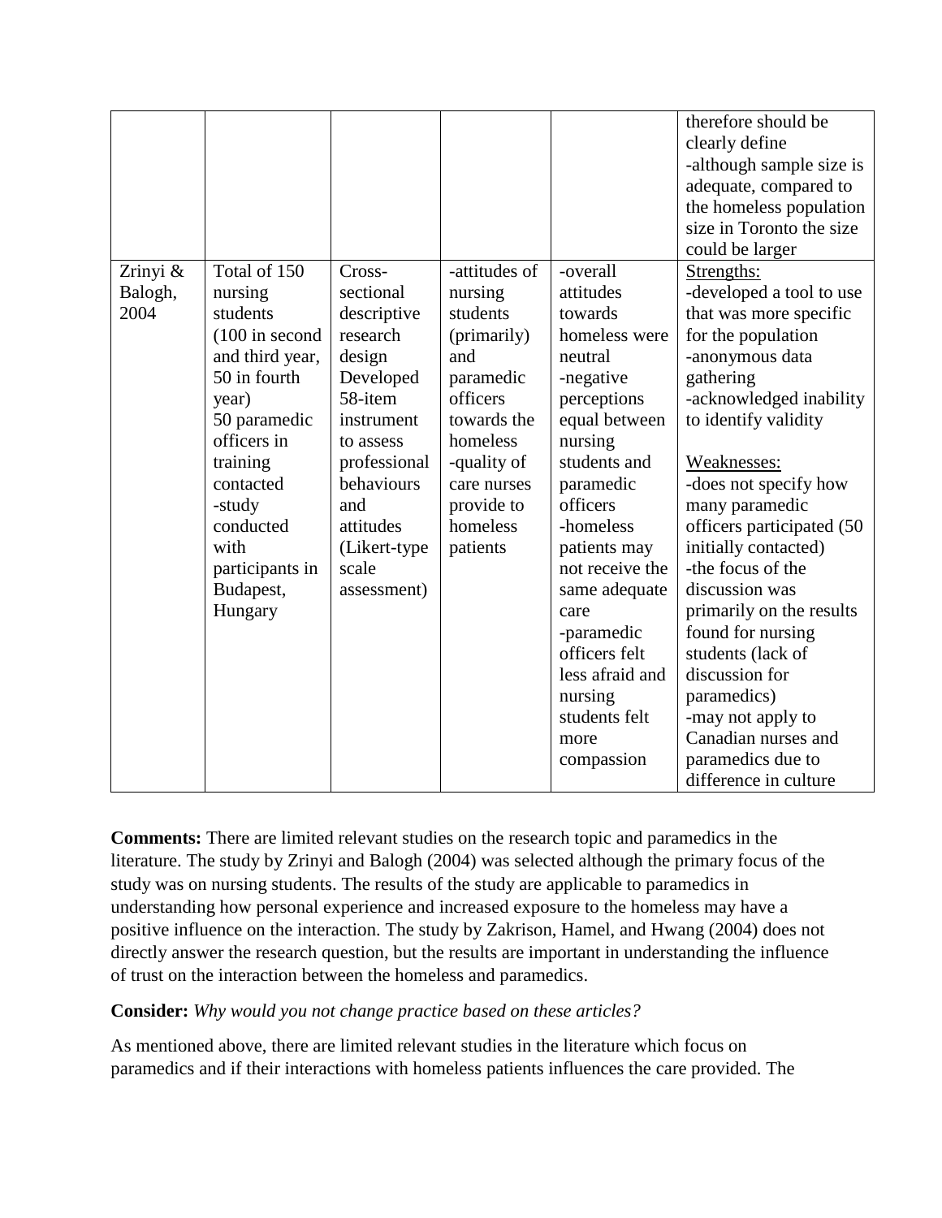| | | | | | |
|---|---|---|---|---|---|
| | | | | | therefore should be clearly define<br>-although sample size is adequate, compared to the homeless population size in Toronto the size could be larger |
| Zrinyi & Balogh, 2004 | Total of 150 nursing students (100 in second and third year, 50 in fourth year)<br>50 paramedic officers in training contacted<br>-study conducted with participants in Budapest, Hungary | Cross-sectional descriptive research design<br>Developed 58-item instrument to assess professional behaviours and attitudes (Likert-type scale assessment) | -attitudes of nursing students (primarily) and paramedic officers towards the homeless<br>-quality of care nurses provide to homeless patients | -overall attitudes towards homeless were neutral<br>-negative perceptions equal between nursing students and paramedic officers<br>-homeless patients may not receive the same adequate care<br>-paramedic officers felt less afraid and nursing students felt more compassion | <u>Strengths:</u><br>-developed a tool to use that was more specific for the population<br>-anonymous data gathering<br>-acknowledged inability to identify validity<br><br><u>Weaknesses:</u><br>-does not specify how many paramedic officers participated (50 initially contacted)<br>-the focus of the discussion was primarily on the results found for nursing students (lack of discussion for paramedics)<br>-may not apply to Canadian nurses and paramedics due to difference in culture |

**Comments:** There are limited relevant studies on the research topic and paramedics in the literature. The study by Zrinyi and Balogh (2004) was selected although the primary focus of the study was on nursing students. The results of the study are applicable to paramedics in understanding how personal experience and increased exposure to the homeless may have a positive influence on the interaction. The study by Zakrison, Hamel, and Hwang (2004) does not directly answer the research question, but the results are important in understanding the influence of trust on the interaction between the homeless and paramedics.

**Consider:** *Why would you not change practice based on these articles?*

As mentioned above, there are limited relevant studies in the literature which focus on paramedics and if their interactions with homeless patients influences the care provided. The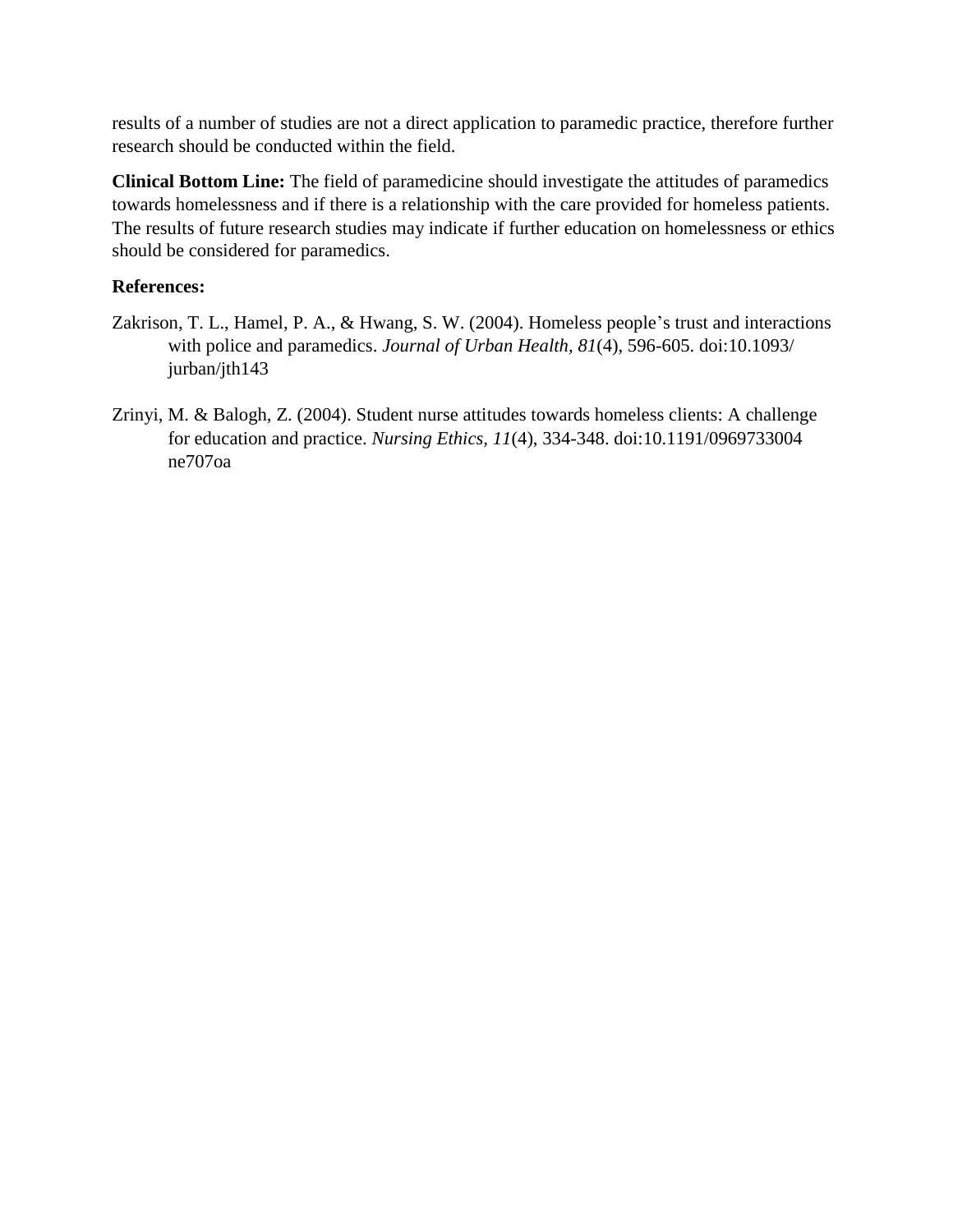results of a number of studies are not a direct application to paramedic practice, therefore further research should be conducted within the field.

**Clinical Bottom Line:** The field of paramedicine should investigate the attitudes of paramedics towards homelessness and if there is a relationship with the care provided for homeless patients. The results of future research studies may indicate if further education on homelessness or ethics should be considered for paramedics.

**References:**

Zakrison, T. L., Hamel, P. A., & Hwang, S. W. (2004). Homeless people's trust and interactions with police and paramedics. *Journal of Urban Health, 81*(4), 596-605. doi:10.1093/jurban/jth143

Zrinyi, M. & Balogh, Z. (2004). Student nurse attitudes towards homeless clients: A challenge for education and practice. *Nursing Ethics, 11*(4), 334-348. doi:10.1191/0969733004ne707oa